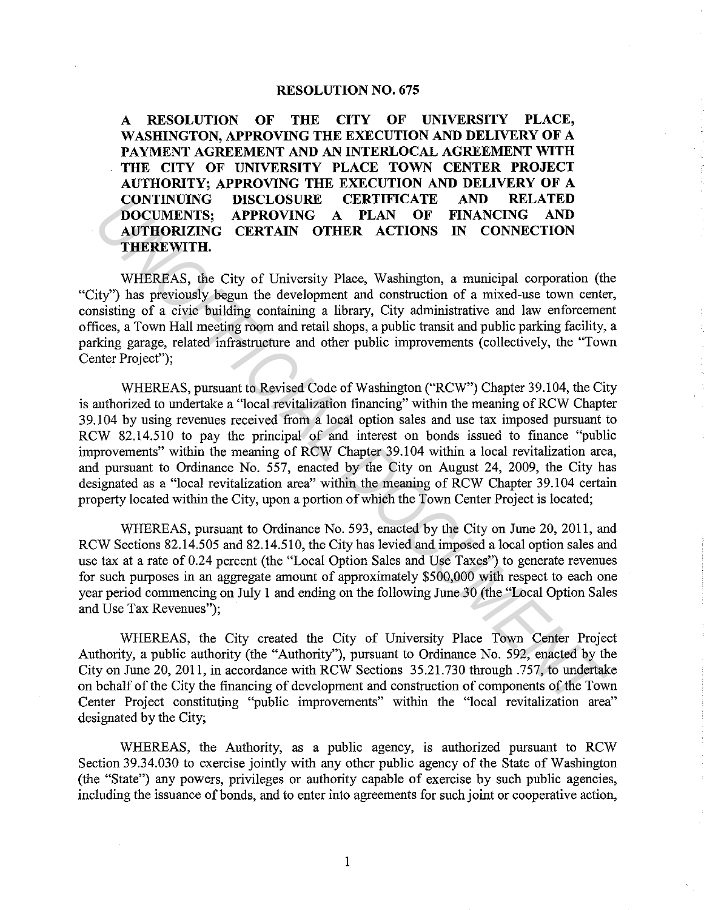# RESOLUTION NO. 675

**A RESOLUTION OF THE CITY OF UNIVERSITY PLACE, WASHINGTON, APPROVING THE EXECUTION AND DELIVERY OF A PAYMENT AGREEMENT AND AN INTERLOCAL AGREEMENT WITH THE CITY OF UNIVERSITY PLACE TOWN CENTER PROJECT AUTHORITY; APPROVING THE EXECUTION AND DELIVERY OF A CONTINUING DISCLOSURE CERTIFICATE AND RELATED DOCUMENTS; APPROVING A PLAN OF FINANCING AND AUTHORIZING CERTAIN OTHER ACTIONS IN CONNECTION THEREWITH.**

WHEREAS, the City of University Place, Washington, a municipal corporation (the "City") has previously begun the development and construction of a mixed-use town center, consisting of a civic building containing a library, City administrative and law enforcement offices, a Town Hall meeting room and retail shops, a public transit and public parking facility, a parking garage, related infrastructure and other public improvements (collectively, the "Town Center Project");

WHEREAS, pursuant to Revised Code of Washington ("RCW") Chapter 39.104, the City is authorized to undertake a "local revitalization financing" within the meaning of RCW Chapter 39.104 by using revenues received from a local option sales and use tax imposed pursuant to RCW 82.14.510 to pay the principal of and interest on bonds issued to finance "public improvements" within the meaning of RCW Chapter 39.104 within a local revitalization area, and pursuant to Ordinance No. 557, enacted by the City on August 24, 2009, the City has designated as a "local revitalization area" within the meaning of RCW Chapter 39.104 certain property located within the City, upon a portion of which the Town Center Project is located;

WHEREAS, pursuant to Ordinance No. 593, enacted by the City on June 20, 2011, and RCW Sections 82.14.505 and 82.14.510, the City has levied and imposed a local option sales and use tax at a rate of 0.24 percent (the "Local Option Sales and Use Taxes") to generate revenues for such purposes in an aggregate amount of approximately $500,000 with respect to each one year period commencing on July 1 and ending on the following June 30 (the "Local Option Sales and Use Tax Revenues");

WHEREAS, the City created the City of University Place Town Center Project Authority, a public authority (the "Authority"), pursuant to Ordinance No. 592, enacted by the City on June 20, 2011, in accordance with RCW Sections 35.21.730 through .757, to undertake on behalf of the City the financing of development and construction of components of the Town Center Project constituting "public improvements" within the "local revitalization area" designated by the City;

WHEREAS, the Authority, as a public agency, is authorized pursuant to RCW Section 39.34.030 to exercise jointly with any other public agency of the State of Washington (the "State") any powers, privileges or authority capable of exercise by such public agencies, including the issuance of bonds, and to enter into agreements for such joint or cooperative action,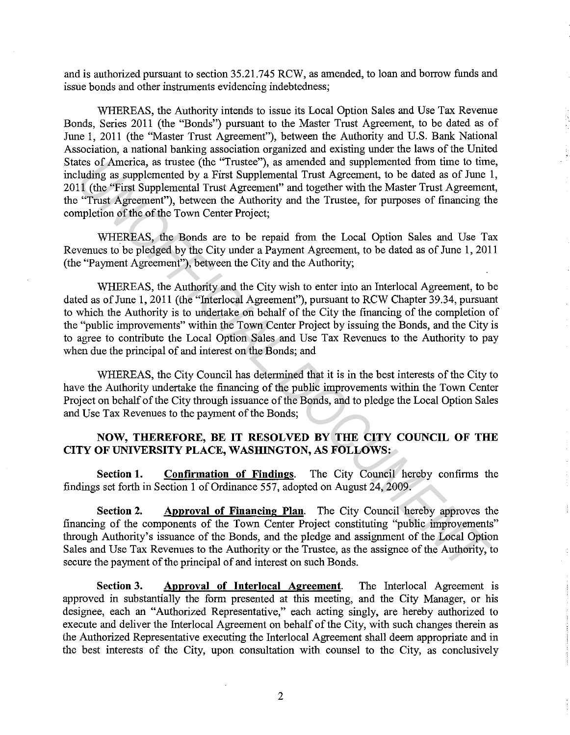and is authorized pursuant to section 35.21.745 RCW, as amended, to loan and borrow funds and issue bonds and other instruments evidencing indebtedness;

WHEREAS, the Authority intends to issue its Local Option Sales and Use Tax Revenue Bonds, Series 2011 (the "Bonds") pursuant to the Master Trust Agreement, to be dated as of June 1, 2011 (the "Master Trust Agreement"), between the Authority and U.S. Bank National Association, a national banking association organized and existing under the laws of the United States of America, as trustee (the "Trustee"), as amended and supplemented from time to time, including as supplemented by a First Supplemental Trust Agreement, to be dated as of June 1, 2011 (the "First Supplemental Trust Agreement" and together with the Master Trust Agreement, the "Trust Agreement"), between the Authority and the Trustee, for purposes of financing the completion of the of the Town Center Project;

WHEREAS, the Bonds are to be repaid from the Local Option Sales and Use Tax Revenues to be pledged by the City under a Payment Agreement, to be dated as of June 1, 2011 (the "Payment Agreement"), between the City and the Authority;

WHEREAS, the Authority and the City wish to enter into an Interlocal Agreement, to be dated as of June 1, 2011 (the "Interlocal Agreement"), pursuant to RCW Chapter 39.34, pursuant to which the Authority is to undertake on behalf of the City the financing of the completion of the "public improvements" within the Town Center Project by issuing the Bonds, and the City is to agree to contribute the Local Option Sales and Use Tax Revenues to the Authority to pay when due the principal of and interest on the Bonds; and

WHEREAS, the City Council has determined that it is in the best interests of the City to have the Authority undertake the financing of the public improvements within the Town Center Project on behalf of the City through issuance of the Bonds, and to pledge the Local Option Sales and Use Tax Revenues to the payment of the Bonds;

**NOW, THEREFORE, BE IT RESOLVED BY THE CITY COUNCIL OF THE CITY OF UNIVERSITY PLACE, WASHINGTON, AS FOLLOWS:**

**Section 1.** **Confirmation of Findings**. The City Council hereby confirms the findings set forth in Section 1 of Ordinance 557, adopted on August 24, 2009.

**Section 2.** **Approval of Financing Plan**. The City Council hereby approves the financing of the components of the Town Center Project constituting "public improvements" through Authority's issuance of the Bonds, and the pledge and assignment of the Local Option Sales and Use Tax Revenues to the Authority or the Trustee, as the assignee of the Authority, to secure the payment of the principal of and interest on such Bonds.

**Section 3.** **Approval of Interlocal Agreement**. The Interlocal Agreement is approved in substantially the form presented at this meeting, and the City Manager, or his designee, each an "Authorized Representative," each acting singly, are hereby authorized to execute and deliver the Interlocal Agreement on behalf of the City, with such changes therein as the Authorized Representative executing the Interlocal Agreement shall deem appropriate and in the best interests of the City, upon consultation with counsel to the City, as conclusively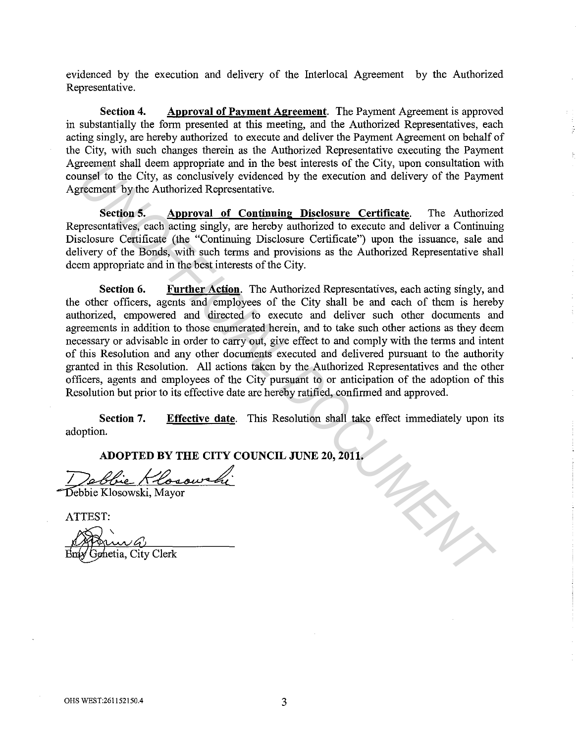evidenced by the execution and delivery of the Interlocal Agreement by the Authorized Representative.

**Section 4.** **Approval of Payment Agreement**. The Payment Agreement is approved in substantially the form presented at this meeting, and the Authorized Representatives, each acting singly, are hereby authorized to execute and deliver the Payment Agreement on behalf of the City, with such changes therein as the Authorized Representative executing the Payment Agreement shall deem appropriate and in the best interests of the City, upon consultation with counsel to the City, as conclusively evidenced by the execution and delivery of the Payment Agreement by the Authorized Representative.

**Section 5.** **Approval of Continuing Disclosure Certificate**. The Authorized Representatives, each acting singly, are hereby authorized to execute and deliver a Continuing Disclosure Certificate (the "Continuing Disclosure Certificate") upon the issuance, sale and delivery of the Bonds, with such terms and provisions as the Authorized Representative shall deem appropriate and in the best interests of the City.

**Section 6.** **Further Action**. The Authorized Representatives, each acting singly, and the other officers, agents and employees of the City shall be and each of them is hereby authorized, empowered and directed to execute and deliver such other documents and agreements in addition to those enumerated herein, and to take such other actions as they deem necessary or advisable in order to carry out, give effect to and comply with the terms and intent of this Resolution and any other documents executed and delivered pursuant to the authority granted in this Resolution. All actions taken by the Authorized Representatives and the other officers, agents and employees of the City pursuant to or anticipation of the adoption of this Resolution but prior to its effective date are hereby ratified, confirmed and approved.

**Section 7.** **Effective date**. This Resolution shall take effect immediately upon its adoption.

**ADOPTED BY THE CITY COUNCIL JUNE 20, 2011.**

Debbie Klosowski

Debbie Klosowski, Mayor

ATTEST:

Emy Genetia, City Clerk